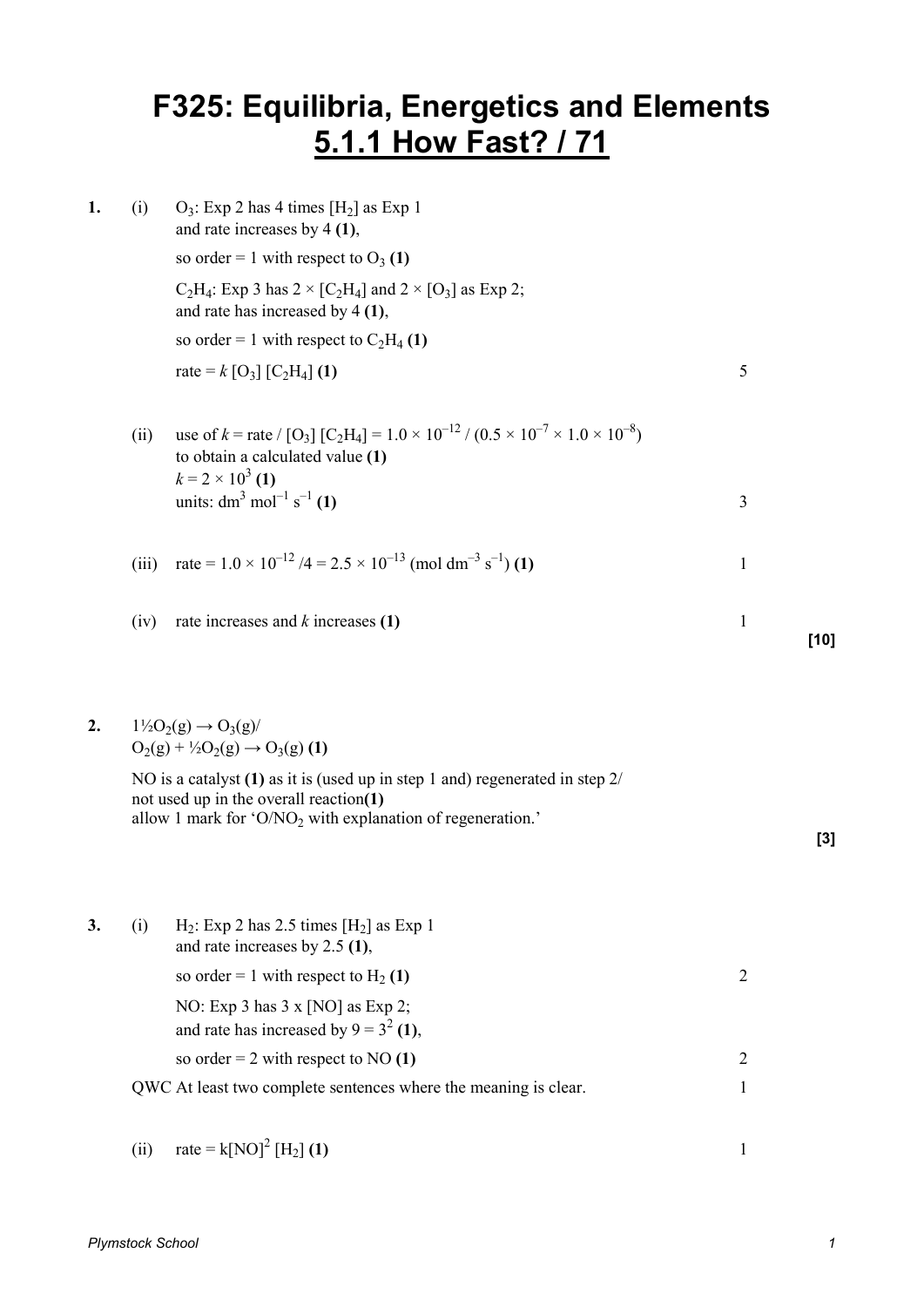# F325: Equilibria, Energetics and Elements

## 5.1.1 How Fast? / 71

**1.** (i) $O_3$: Exp 2 has 4 times $[H_2]$ as Exp 1 and rate increases by 4 **(1)**,

so order = 1 with respect to $O_3$ **(1)**

$C_2H_4$: Exp 3 has $2 \times [C_2H_4]$ and $2 \times [O_3]$ as Exp 2; and rate has increased by 4 **(1)**,

so order = 1 with respect to $C_2H_4$ **(1)**

rate = $k\,[O_3]\,[C_2H_4]$ **(1)** — 5

(ii) use of $k = \text{rate} / [O_3][C_2H_4] = 1.0 \times 10^{-12} / (0.5 \times 10^{-7} \times 1.0 \times 10^{-8})$ to obtain a calculated value **(1)**

$k = 2 \times 10^3$ **(1)**

units: $dm^3\ mol^{-1}\ s^{-1}$ **(1)** — 3

(iii) rate = $1.0 \times 10^{-12} / 4 = 2.5 \times 10^{-13}$ ($mol\ dm^{-3}\ s^{-1}$) **(1)** — 1

(iv) rate increases and $k$ increases **(1)** — 1

**[10]**

**2.** $1\frac{1}{2}O_2(g) \rightarrow O_3(g)$/
$O_2(g) + \frac{1}{2}O_2(g) \rightarrow O_3(g)$ **(1)**

NO is a catalyst **(1)** as it is (used up in step 1 and) regenerated in step 2/ not used up in the overall reaction**(1)**
allow 1 mark for 'O/$NO_2$ with explanation of regeneration.'

**[3]**

**3.** (i) $H_2$: Exp 2 has 2.5 times $[H_2]$ as Exp 1 and rate increases by 2.5 **(1)**,

so order = 1 with respect to $H_2$ **(1)** — 2

NO: Exp 3 has 3 x [NO] as Exp 2; and rate has increased by $9 = 3^2$ **(1)**,

so order = 2 with respect to NO **(1)** — 2

QWC At least two complete sentences where the meaning is clear. — 1

(ii) rate = $k[NO]^2\,[H_2]$ **(1)** — 1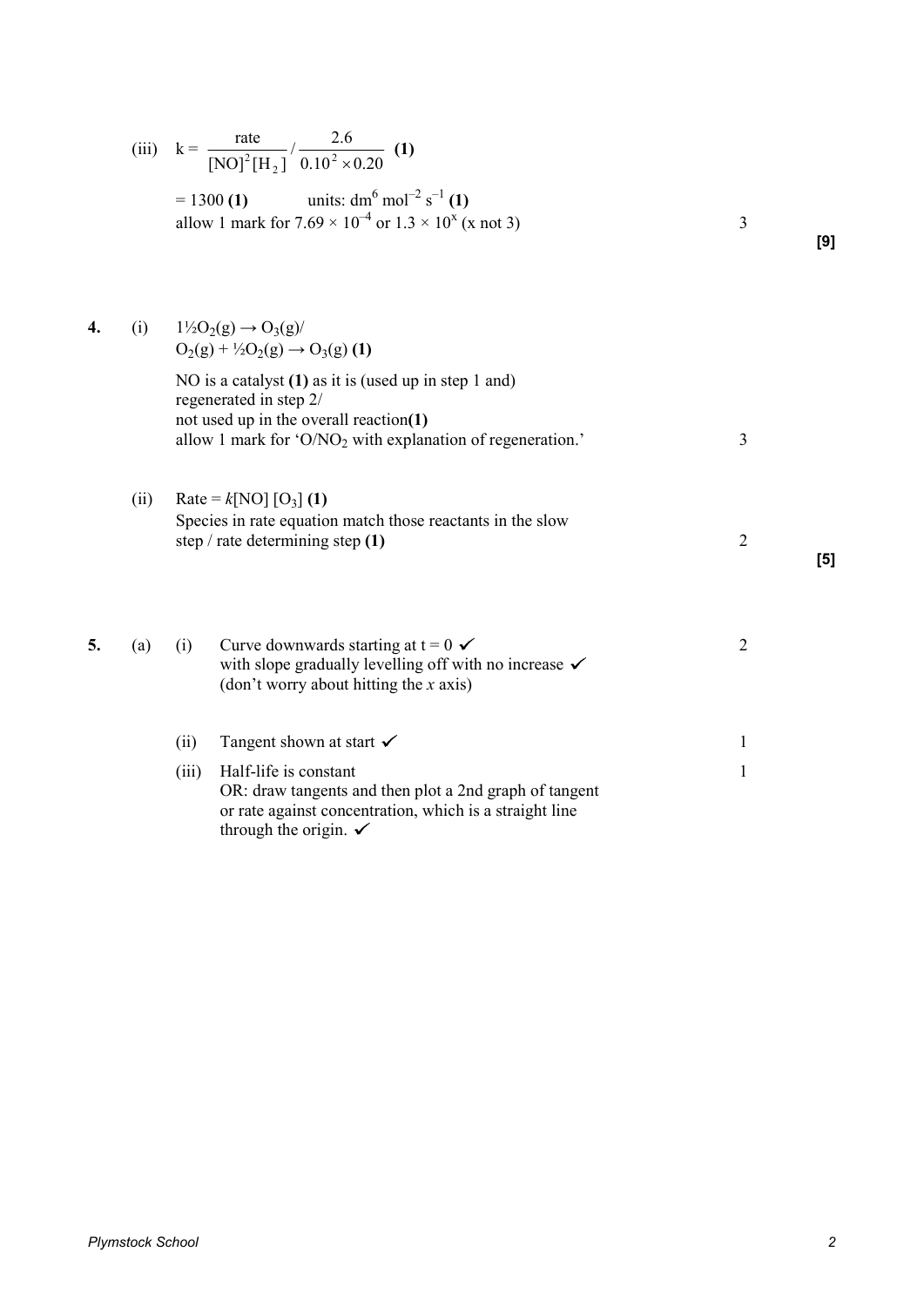(iii) $k = \dfrac{\text{rate}}{[NO]^2[H_2]} / \dfrac{2.6}{0.10^2 \times 0.20}$ **(1)**

$= 1300$ **(1)** units: $dm^6\ mol^{-2}\ s^{-1}$ **(1)**
allow 1 mark for $7.69 \times 10^{-4}$ or $1.3 \times 10^x$ (x not 3) — 3

**[9]**

**4.** (i) $1\frac{1}{2}O_2(g) \rightarrow O_3(g)$/
$O_2(g) + \frac{1}{2}O_2(g) \rightarrow O_3(g)$ **(1)**

NO is a catalyst **(1)** as it is (used up in step 1 and) regenerated in step 2/
not used up in the overall reaction**(1)**
allow 1 mark for '$O/NO_2$ with explanation of regeneration.' — 3

(ii) Rate = $k[NO]\,[O_3]$ **(1)**
Species in rate equation match those reactants in the slow step / rate determining step **(1)** — 2

**[5]**

**5.** (a) (i) Curve downwards starting at t = 0 ✓
with slope gradually levelling off with no increase ✓
(don't worry about hitting the *x* axis) — 2

(ii) Tangent shown at start ✓ — 1

(iii) Half-life is constant
OR: draw tangents and then plot a 2nd graph of tangent or rate against concentration, which is a straight line through the origin. ✓ — 1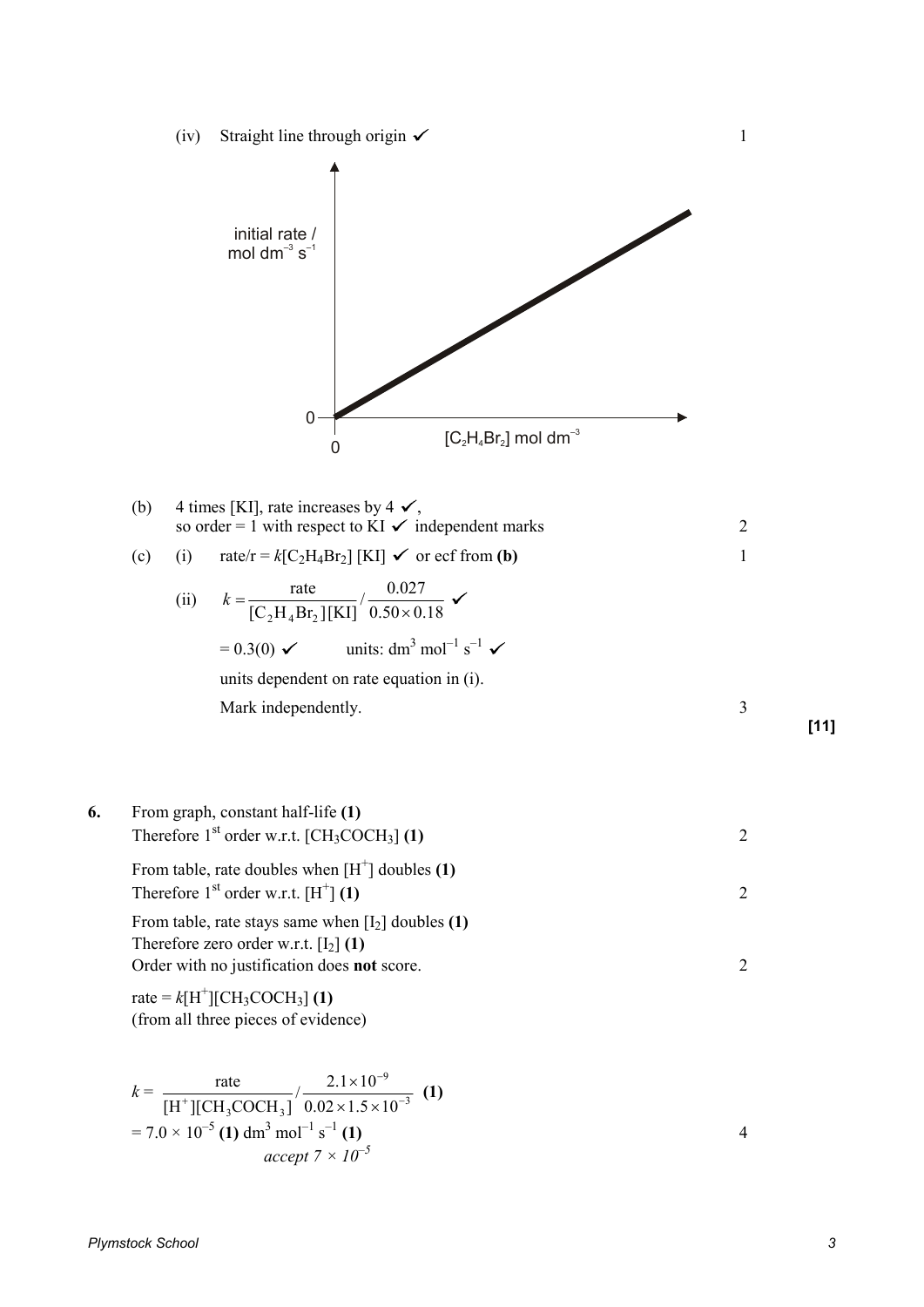(iv) Straight line through origin ✓ 1

(b) 4 times [KI], rate increases by 4 ✓,
so order = 1 with respect to KI ✓ independent marks 2

(c) (i) rate/r = $k[C_2H_4Br_2]$ [KI] ✓ or ecf from **(b)** 1

(ii) $k = \dfrac{\text{rate}}{[C_2H_4Br_2][KI]} / \dfrac{0.027}{0.50 \times 0.18}$ ✓

= 0.3(0) ✓ units: $dm^3\ mol^{-1}\ s^{-1}$ ✓

units dependent on rate equation in (i).

Mark independently. 3

**[11]**

**6.** From graph, constant half-life **(1)**
Therefore 1st order w.r.t. $[CH_3COCH_3]$ **(1)** 2

From table, rate doubles when $[H^+]$ doubles **(1)**
Therefore 1st order w.r.t. $[H^+]$ **(1)** 2

From table, rate stays same when $[I_2]$ doubles **(1)**
Therefore zero order w.r.t. $[I_2]$ **(1)**
Order with no justification does **not** score. 2

rate = $k[H^+][CH_3COCH_3]$ **(1)**
(from all three pieces of evidence)

$k = \dfrac{\text{rate}}{[H^+][CH_3COCH_3]} / \dfrac{2.1 \times 10^{-9}}{0.02 \times 1.5 \times 10^{-3}}$ **(1)**

= $7.0 \times 10^{-5}$ **(1)** $dm^3\ mol^{-1}\ s^{-1}$ **(1)** 4

*accept* $7 \times 10^{-5}$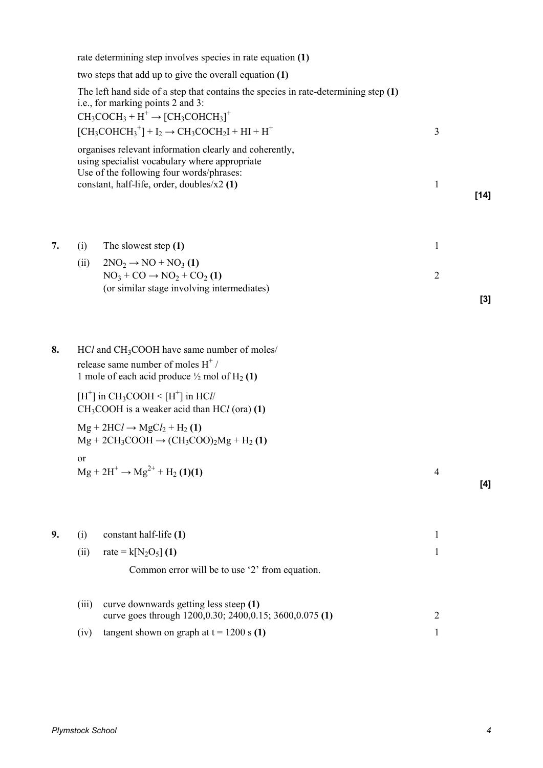rate determining step involves species in rate equation **(1)**

two steps that add up to give the overall equation **(1)**

The left hand side of a step that contains the species in rate-determining step **(1)**
i.e., for marking points 2 and 3:

$CH_3COCH_3 + H^+ \rightarrow [CH_3COHCH_3]^+$

$[CH_3COHCH_3^+] + I_2 \rightarrow CH_3COCH_2I + HI + H^+$ — 3

organises relevant information clearly and coherently, using specialist vocabulary where appropriate
Use of the following four words/phrases:
constant, half-life, order, doubles/x2 **(1)** — 1

**[14]**

**7.** (i) The slowest step **(1)** — 1

(ii) $2NO_2 \rightarrow NO + NO_3$ **(1)**
$NO_3 + CO \rightarrow NO_2 + CO_2$ **(1)** — 2
(or similar stage involving intermediates)

**[3]**

**8.** $HCl$ and $CH_3COOH$ have same number of moles/
release same number of moles $H^+$ /
1 mole of each acid produce ½ mol of $H_2$ **(1)**

$[H^+]$ in $CH_3COOH$ < $[H^+]$ in $HCl$/
$CH_3COOH$ is a weaker acid than $HCl$ (ora) **(1)**

$Mg + 2HCl \rightarrow MgCl_2 + H_2$ **(1)**
$Mg + 2CH_3COOH \rightarrow (CH_3COO)_2Mg + H_2$ **(1)**

or

$Mg + 2H^+ \rightarrow Mg^{2+} + H_2$ **(1)(1)** — 4

**[4]**

**9.** (i) constant half-life **(1)** — 1

(ii) rate = $k[N_2O_5]$ **(1)** — 1

Common error will be to use '2' from equation.

(iii) curve downwards getting less steep **(1)**
curve goes through 1200,0.30; 2400,0.15; 3600,0.075 **(1)** — 2

(iv) tangent shown on graph at t = 1200 s **(1)** — 1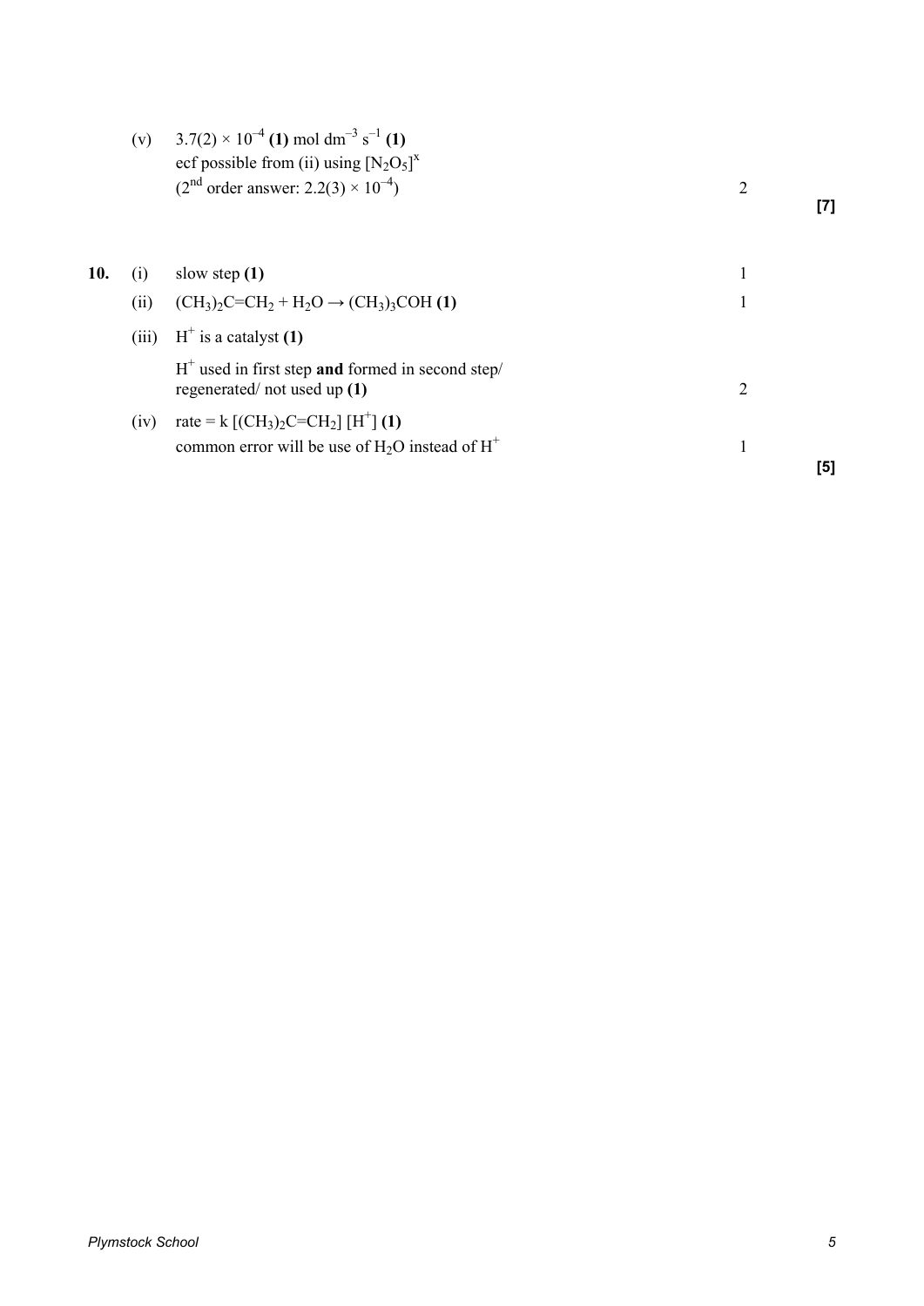(v) $3.7(2) \times 10^{-4}$ **(1)** mol $dm^{-3}$ $s^{-1}$ **(1)**
ecf possible from (ii) using $[N_2O_5]^x$
($2^{nd}$ order answer: $2.2(3) \times 10^{-4}$) 2

**[7]**

**10.** (i) slow step **(1)** 1

(ii) $(CH_3)_2C{=}CH_2 + H_2O \rightarrow (CH_3)_3COH$ **(1)** 1

(iii) $H^+$ is a catalyst **(1)**

$H^+$ used in first step **and** formed in second step/ regenerated/ not used up **(1)** 2

(iv) rate = k $[(CH_3)_2C{=}CH_2]$ $[H^+]$ **(1)**
common error will be use of $H_2O$ instead of $H^+$ 1

**[5]**